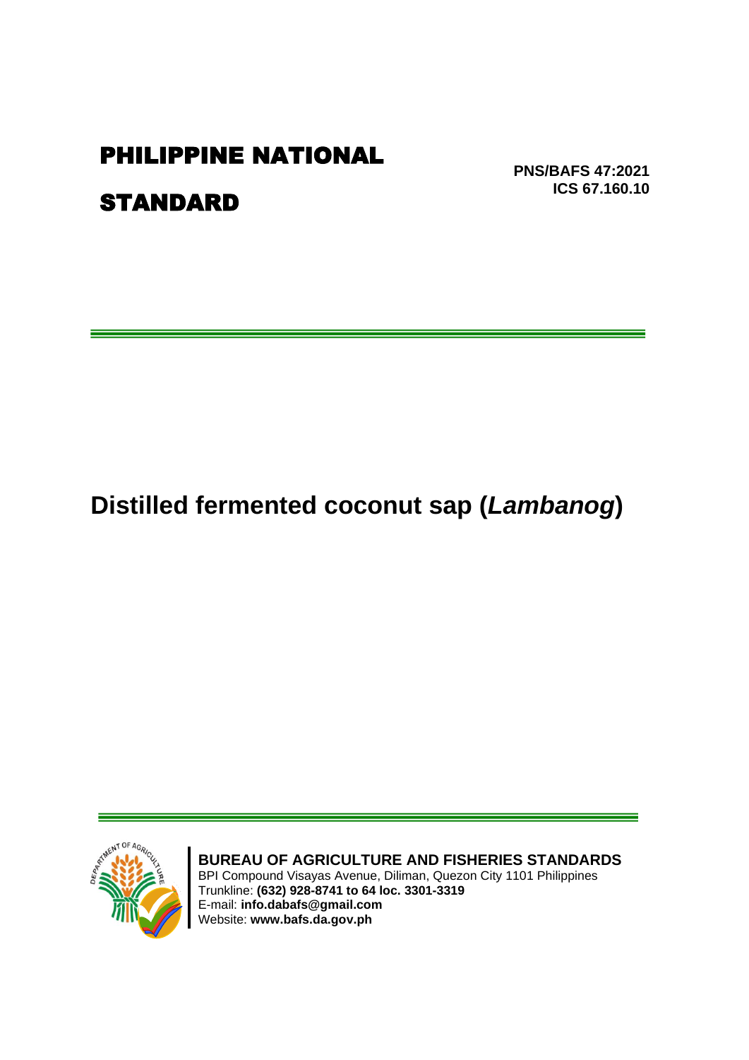# PHILIPPINE NATIONAL STANDARD

**PNS/BAFS 47:2021**
**ICS 67.160.10**

# Distilled fermented coconut sap (*Lambanog*)

**BUREAU OF AGRICULTURE AND FISHERIES STANDARDS**
BPI Compound Visayas Avenue, Diliman, Quezon City 1101 Philippines
Trunkline: **(632) 928-8741 to 64 loc. 3301-3319**
E-mail: **info.dabafs@gmail.com**
Website: **www.bafs.da.gov.ph**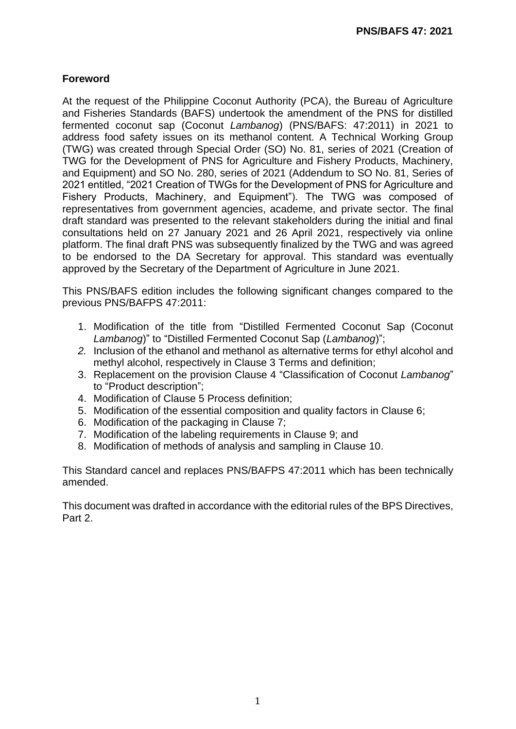## Foreword

At the request of the Philippine Coconut Authority (PCA), the Bureau of Agriculture and Fisheries Standards (BAFS) undertook the amendment of the PNS for distilled fermented coconut sap (Coconut *Lambanog*) (PNS/BAFS: 47:2011) in 2021 to address food safety issues on its methanol content. A Technical Working Group (TWG) was created through Special Order (SO) No. 81, series of 2021 (Creation of TWG for the Development of PNS for Agriculture and Fishery Products, Machinery, and Equipment) and SO No. 280, series of 2021 (Addendum to SO No. 81, Series of 2021 entitled, "2021 Creation of TWGs for the Development of PNS for Agriculture and Fishery Products, Machinery, and Equipment"). The TWG was composed of representatives from government agencies, academe, and private sector. The final draft standard was presented to the relevant stakeholders during the initial and final consultations held on 27 January 2021 and 26 April 2021, respectively via online platform. The final draft PNS was subsequently finalized by the TWG and was agreed to be endorsed to the DA Secretary for approval. This standard was eventually approved by the Secretary of the Department of Agriculture in June 2021.

This PNS/BAFS edition includes the following significant changes compared to the previous PNS/BAFPS 47:2011:

1. Modification of the title from "Distilled Fermented Coconut Sap (Coconut *Lambanog*)" to "Distilled Fermented Coconut Sap (*Lambanog*)";
2. Inclusion of the ethanol and methanol as alternative terms for ethyl alcohol and methyl alcohol, respectively in Clause 3 Terms and definition;
3. Replacement on the provision Clause 4 "Classification of Coconut *Lambanog*" to "Product description";
4. Modification of Clause 5 Process definition;
5. Modification of the essential composition and quality factors in Clause 6;
6. Modification of the packaging in Clause 7;
7. Modification of the labeling requirements in Clause 9; and
8. Modification of methods of analysis and sampling in Clause 10.

This Standard cancel and replaces PNS/BAFPS 47:2011 which has been technically amended.

This document was drafted in accordance with the editorial rules of the BPS Directives, Part 2.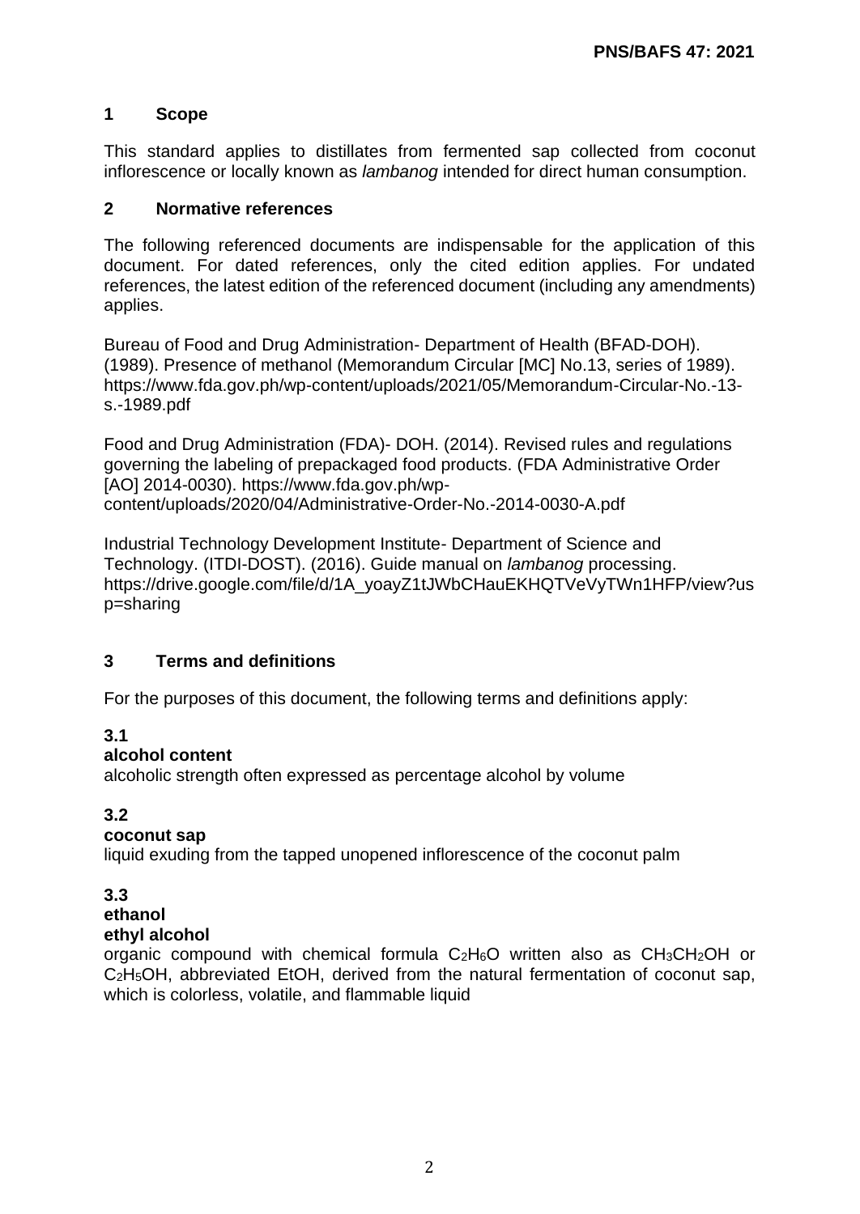## 1 Scope

This standard applies to distillates from fermented sap collected from coconut inflorescence or locally known as *lambanog* intended for direct human consumption.

## 2 Normative references

The following referenced documents are indispensable for the application of this document. For dated references, only the cited edition applies. For undated references, the latest edition of the referenced document (including any amendments) applies.

Bureau of Food and Drug Administration- Department of Health (BFAD-DOH). (1989). Presence of methanol (Memorandum Circular [MC] No.13, series of 1989). https://www.fda.gov.ph/wp-content/uploads/2021/05/Memorandum-Circular-No.-13-s.-1989.pdf

Food and Drug Administration (FDA)- DOH. (2014). Revised rules and regulations governing the labeling of prepackaged food products. (FDA Administrative Order [AO] 2014-0030). https://www.fda.gov.ph/wp-content/uploads/2020/04/Administrative-Order-No.-2014-0030-A.pdf

Industrial Technology Development Institute- Department of Science and Technology. (ITDI-DOST). (2016). Guide manual on *lambanog* processing. https://drive.google.com/file/d/1A_yoayZ1tJWbCHauEKHQTVeVyTWn1HFP/view?usp=sharing

## 3 Terms and definitions

For the purposes of this document, the following terms and definitions apply:

**3.1**
**alcohol content**
alcoholic strength often expressed as percentage alcohol by volume

**3.2**
**coconut sap**
liquid exuding from the tapped unopened inflorescence of the coconut palm

**3.3**
**ethanol**
**ethyl alcohol**
organic compound with chemical formula $C_2H_6O$ written also as $CH_3CH_2OH$ or $C_2H_5OH$, abbreviated EtOH, derived from the natural fermentation of coconut sap, which is colorless, volatile, and flammable liquid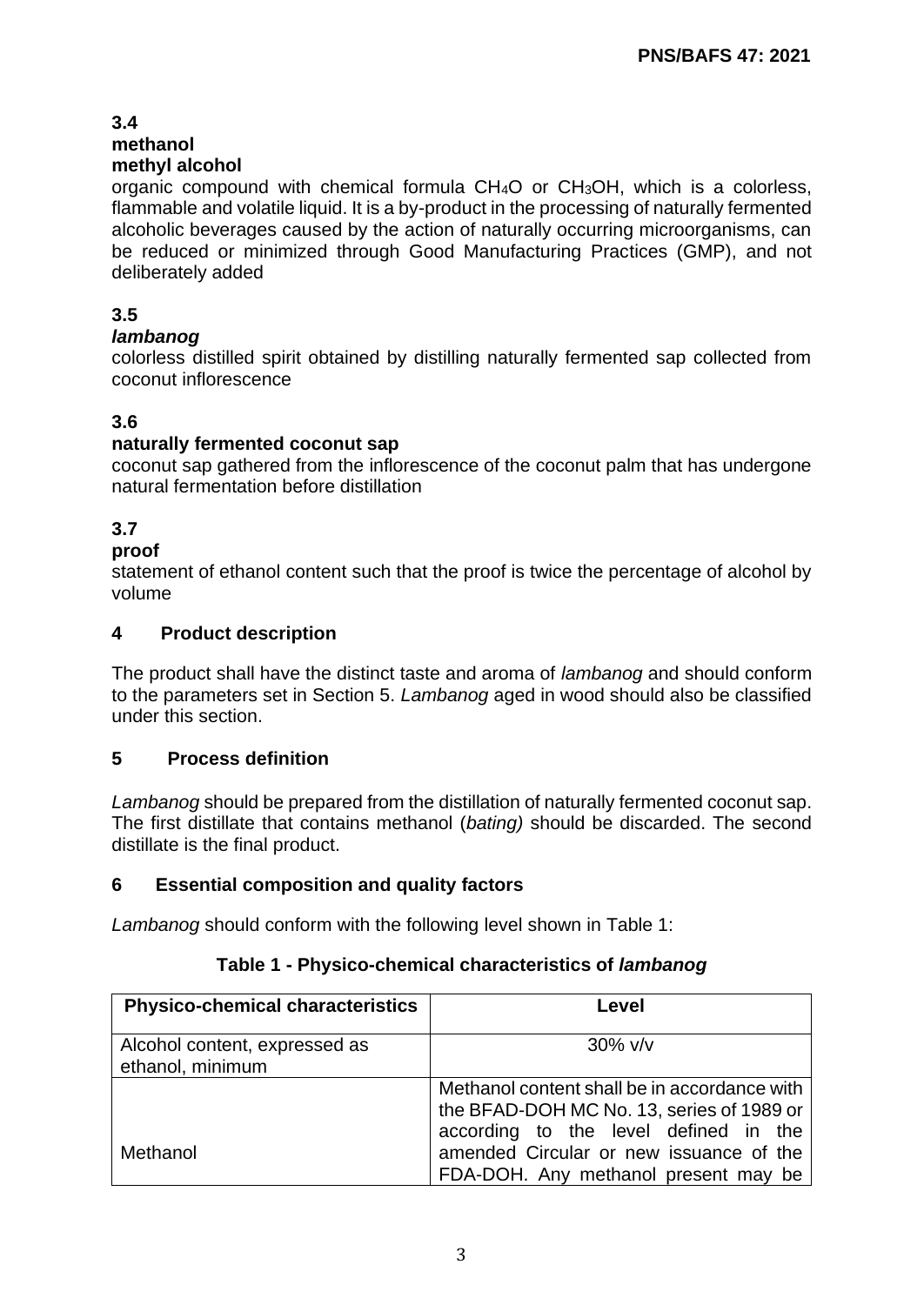**3.4**
**methanol**
**methyl alcohol**
organic compound with chemical formula $CH_4O$ or $CH_3OH$, which is a colorless, flammable and volatile liquid. It is a by-product in the processing of naturally fermented alcoholic beverages caused by the action of naturally occurring microorganisms, can be reduced or minimized through Good Manufacturing Practices (GMP), and not deliberately added

**3.5**
***lambanog***
colorless distilled spirit obtained by distilling naturally fermented sap collected from coconut inflorescence

**3.6**
**naturally fermented coconut sap**
coconut sap gathered from the inflorescence of the coconut palm that has undergone natural fermentation before distillation

**3.7**
**proof**
statement of ethanol content such that the proof is twice the percentage of alcohol by volume

## 4 Product description

The product shall have the distinct taste and aroma of *lambanog* and should conform to the parameters set in Section 5. *Lambanog* aged in wood should also be classified under this section.

## 5 Process definition

*Lambanog* should be prepared from the distillation of naturally fermented coconut sap. The first distillate that contains methanol (*bating)* should be discarded. The second distillate is the final product.

## 6 Essential composition and quality factors

*Lambanog* should conform with the following level shown in Table 1:

**Table 1 - Physico-chemical characteristics of *lambanog***

| Physico-chemical characteristics | Level |
|---|---|
| Alcohol content, expressed as ethanol, minimum | 30% v/v |
| Methanol | Methanol content shall be in accordance with the BFAD-DOH MC No. 13, series of 1989 or according to the level defined in the amended Circular or new issuance of the FDA-DOH. Any methanol present may be |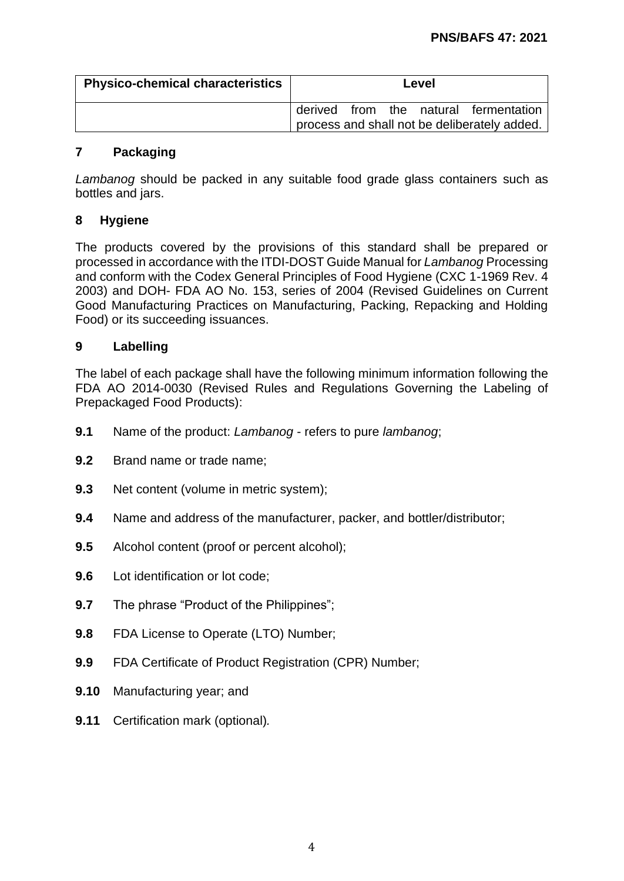| Physico-chemical characteristics | Level |
|---|---|
| | derived from the natural fermentation process and shall not be deliberately added. |

## 7 Packaging

*Lambanog* should be packed in any suitable food grade glass containers such as bottles and jars.

## 8 Hygiene

The products covered by the provisions of this standard shall be prepared or processed in accordance with the ITDI-DOST Guide Manual for *Lambanog* Processing and conform with the Codex General Principles of Food Hygiene (CXC 1-1969 Rev. 4 2003) and DOH- FDA AO No. 153, series of 2004 (Revised Guidelines on Current Good Manufacturing Practices on Manufacturing, Packing, Repacking and Holding Food) or its succeeding issuances.

## 9 Labelling

The label of each package shall have the following minimum information following the FDA AO 2014-0030 (Revised Rules and Regulations Governing the Labeling of Prepackaged Food Products):

**9.1** Name of the product: *Lambanog* - refers to pure *lambanog*;

**9.2** Brand name or trade name;

**9.3** Net content (volume in metric system);

**9.4** Name and address of the manufacturer, packer, and bottler/distributor;

**9.5** Alcohol content (proof or percent alcohol);

**9.6** Lot identification or lot code;

**9.7** The phrase "Product of the Philippines";

**9.8** FDA License to Operate (LTO) Number;

**9.9** FDA Certificate of Product Registration (CPR) Number;

**9.10** Manufacturing year; and

**9.11** Certification mark (optional).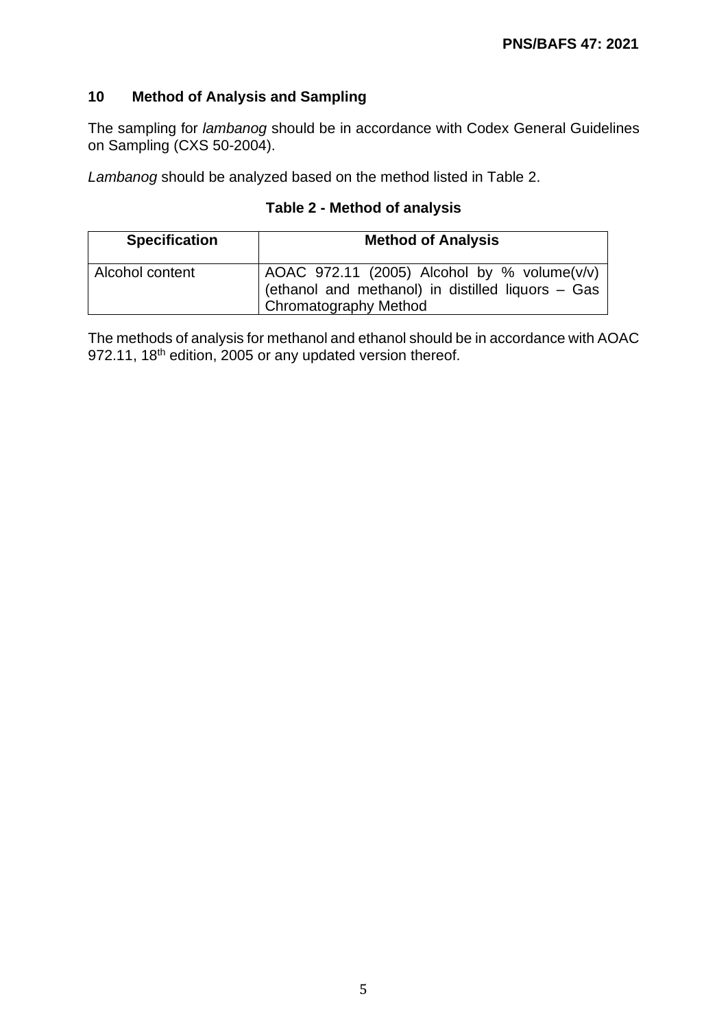## 10 Method of Analysis and Sampling

The sampling for *lambanog* should be in accordance with Codex General Guidelines on Sampling (CXS 50-2004).

*Lambanog* should be analyzed based on the method listed in Table 2.

**Table 2 - Method of analysis**

| Specification | Method of Analysis |
|---|---|
| Alcohol content | AOAC 972.11 (2005) Alcohol by % volume(v/v) (ethanol and methanol) in distilled liquors – Gas Chromatography Method |

The methods of analysis for methanol and ethanol should be in accordance with AOAC 972.11, 18th edition, 2005 or any updated version thereof.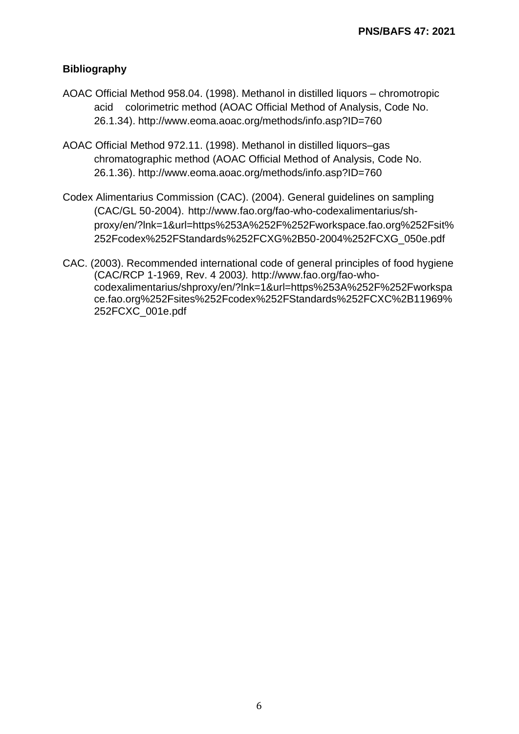## Bibliography

AOAC Official Method 958.04. (1998). Methanol in distilled liquors – chromotropic acid colorimetric method (AOAC Official Method of Analysis, Code No. 26.1.34). http://www.eoma.aoac.org/methods/info.asp?ID=760

AOAC Official Method 972.11. (1998). Methanol in distilled liquors–gas chromatographic method (AOAC Official Method of Analysis, Code No. 26.1.36). http://www.eoma.aoac.org/methods/info.asp?ID=760

Codex Alimentarius Commission (CAC). (2004). General guidelines on sampling (CAC/GL 50-2004). http://www.fao.org/fao-who-codexalimentarius/sh-proxy/en/?lnk=1&url=https%253A%252F%252Fworkspace.fao.org%252Fsit%252Fcodex%252FStandards%252FCXG%2B50-2004%252FCXG_050e.pdf

CAC. (2003). Recommended international code of general principles of food hygiene (CAC/RCP 1-1969, Rev. 4 2003*).* http://www.fao.org/fao-who-codexalimentarius/shproxy/en/?lnk=1&url=https%253A%252F%252Fworkspace.fao.org%252Fsites%252Fcodex%252FStandards%252FCXC%2B11969%252FCXC_001e.pdf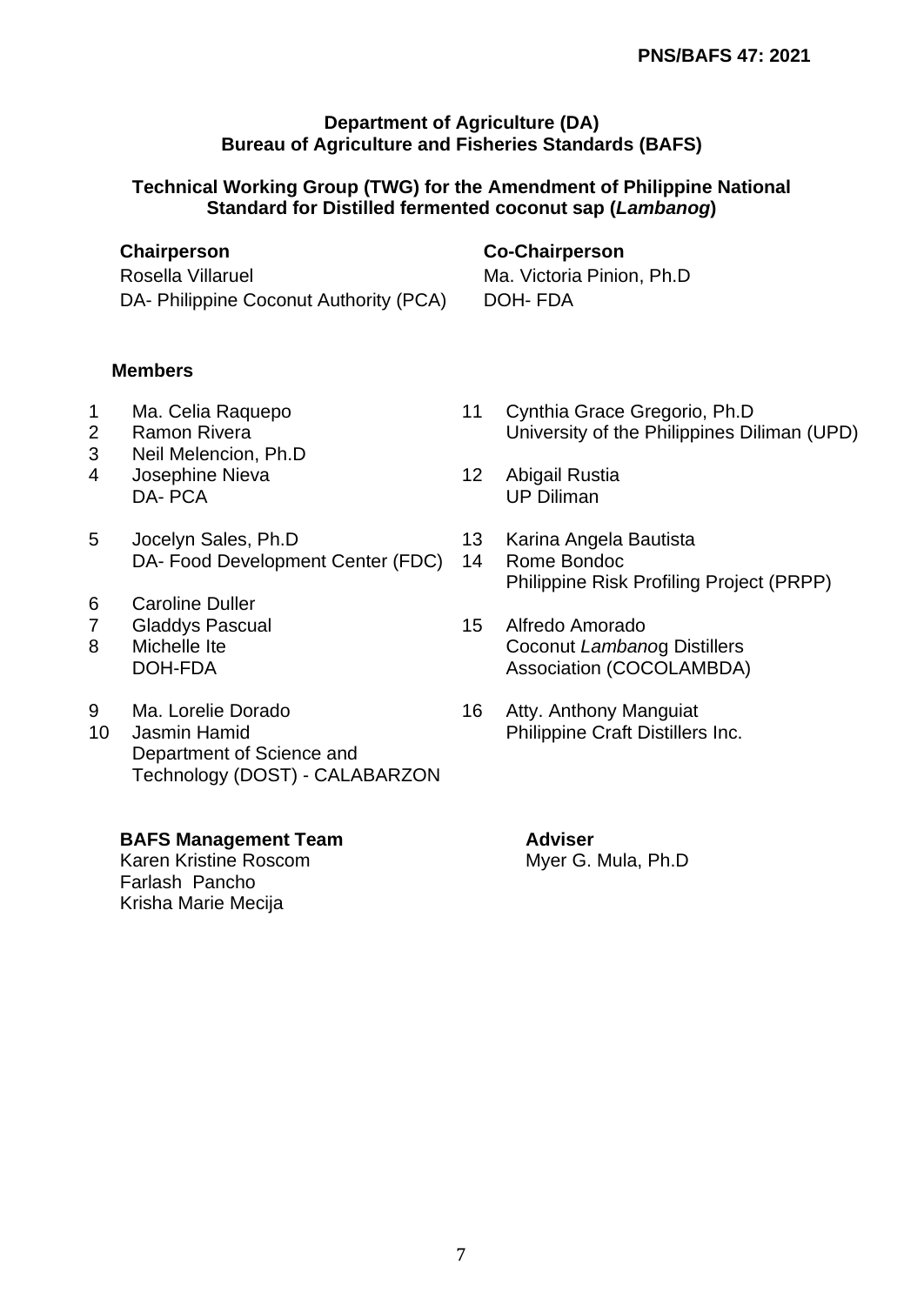**Department of Agriculture (DA)**
**Bureau of Agriculture and Fisheries Standards (BAFS)**

**Technical Working Group (TWG) for the Amendment of Philippine National Standard for Distilled fermented coconut sap (*Lambanog*)**

**Chairperson**
Rosella Villaruel
DA- Philippine Coconut Authority (PCA)

**Co-Chairperson**
Ma. Victoria Pinion, Ph.D
DOH- FDA

**Members**

1. Ma. Celia Raquepo
2. Ramon Rivera
3. Neil Melencion, Ph.D
4. Josephine Nieva
   DA- PCA
5. Jocelyn Sales, Ph.D
   DA- Food Development Center (FDC)
6. Caroline Duller
7. Gladdys Pascual
8. Michelle Ite
   DOH-FDA
9. Ma. Lorelie Dorado
10. Jasmin Hamid
    Department of Science and Technology (DOST) - CALABARZON
11. Cynthia Grace Gregorio, Ph.D
    University of the Philippines Diliman (UPD)
12. Abigail Rustia
    UP Diliman
13. Karina Angela Bautista
14. Rome Bondoc
    Philippine Risk Profiling Project (PRPP)
15. Alfredo Amorado
    Coconut *Lambano*g Distillers Association (COCOLAMBDA)
16. Atty. Anthony Manguiat
    Philippine Craft Distillers Inc.

**BAFS Management Team**
Karen Kristine Roscom
Farlash Pancho
Krisha Marie Mecija

**Adviser**
Myer G. Mula, Ph.D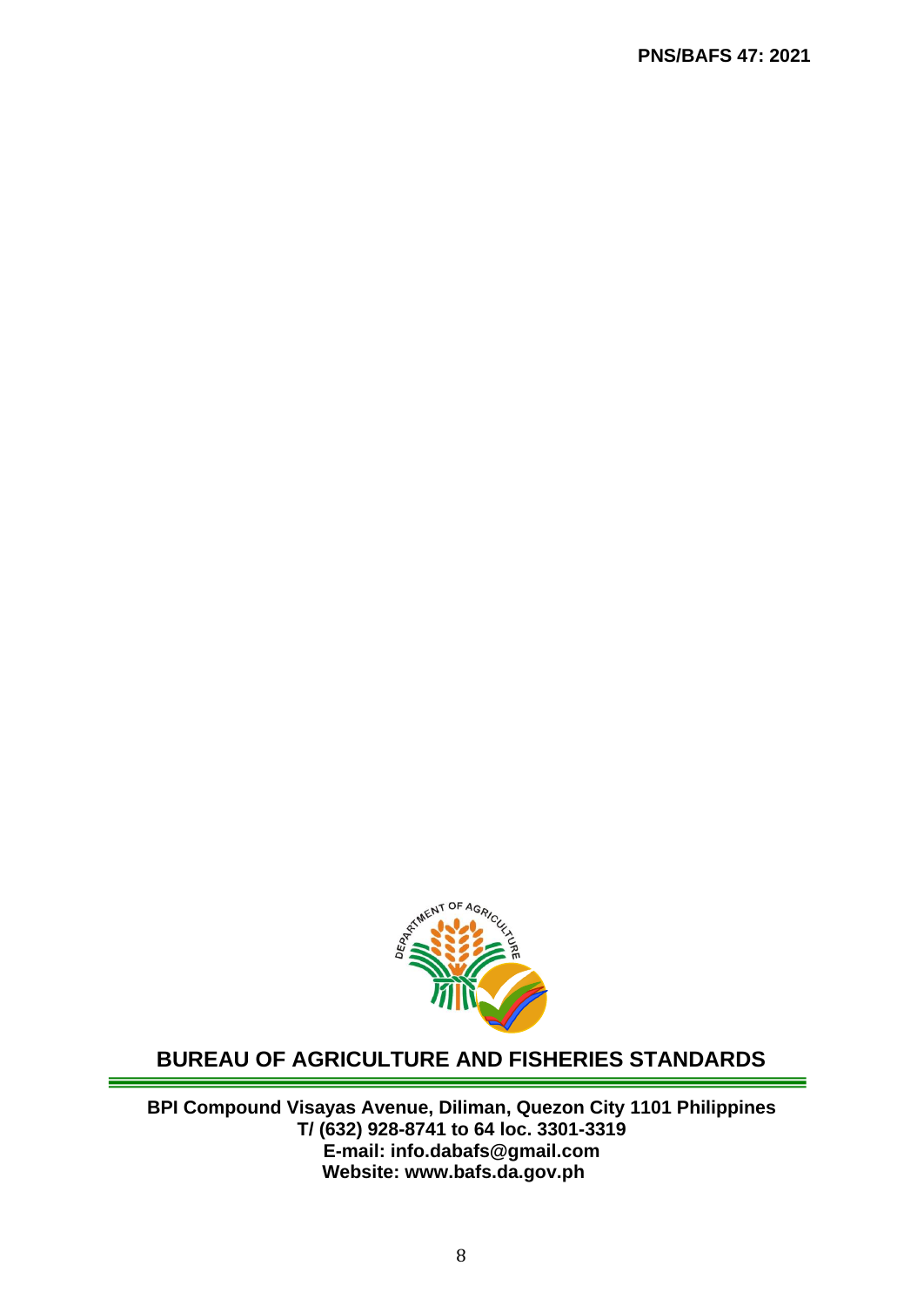**BUREAU OF AGRICULTURE AND FISHERIES STANDARDS**

**BPI Compound Visayas Avenue, Diliman, Quezon City 1101 Philippines**
**T/ (632) 928-8741 to 64 loc. 3301-3319**
**E-mail: info.dabafs@gmail.com**
**Website: www.bafs.da.gov.ph**